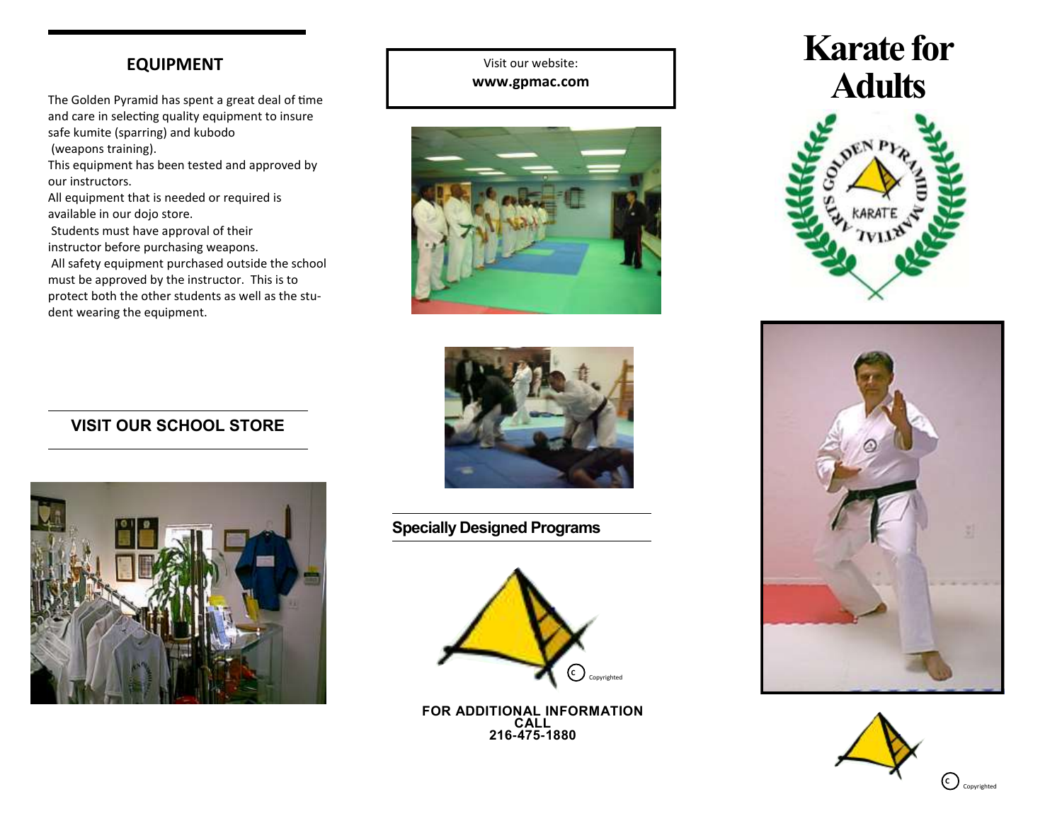## EQUIPMENT

The Golden Pyramid has spent a great deal of time and care in selecting quality equipment to insure safe kumite (sparring) and kubodo (weapons training).

This equipment has been tested and approved by our instructors.

All equipment that is needed or required is available in our dojo store.

Students must have approval of their instructor before purchasing weapons.

All safety equipment purchased outside the school must be approved by the instructor. This is to protect both the other students as well as the student wearing the equipment.

## VISIT OUR SCHOOL STORE

Visit our website:
**www.gpmac.com**

## Specially Designed Programs

Copyrighted

**FOR ADDITIONAL INFORMATION CALL 216-475-1880**

# Karate for Adults

GOLDEN PYRAMID MARTIAL ARTS KARATE

Copyrighted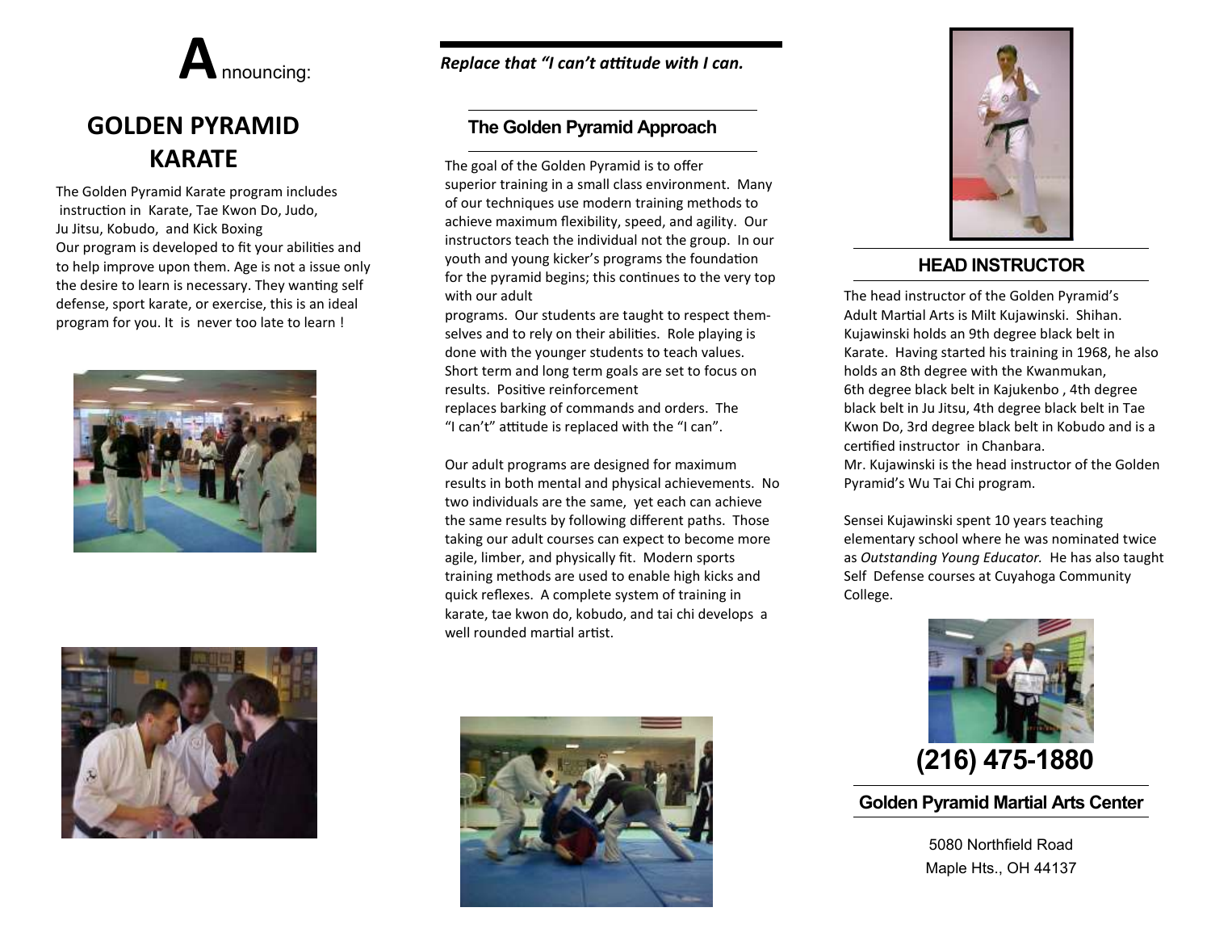**A**nnouncing:

# GOLDEN PYRAMID KARATE

The Golden Pyramid Karate program includes instruction in Karate, Tae Kwon Do, Judo, Ju Jitsu, Kobudo, and Kick Boxing
Our program is developed to fit your abilities and to help improve upon them. Age is not a issue only the desire to learn is necessary. They wanting self defense, sport karate, or exercise, this is an ideal program for you. It is never too late to learn !

***Replace that "I can't attitude with I can.***

## The Golden Pyramid Approach

The goal of the Golden Pyramid is to offer superior training in a small class environment. Many of our techniques use modern training methods to achieve maximum flexibility, speed, and agility. Our instructors teach the individual not the group. In our youth and young kicker's programs the foundation for the pyramid begins; this continues to the very top with our adult programs. Our students are taught to respect themselves and to rely on their abilities. Role playing is done with the younger students to teach values. Short term and long term goals are set to focus on results. Positive reinforcement replaces barking of commands and orders. The "I can't" attitude is replaced with the "I can".

Our adult programs are designed for maximum results in both mental and physical achievements. No two individuals are the same, yet each can achieve the same results by following different paths. Those taking our adult courses can expect to become more agile, limber, and physically fit. Modern sports training methods are used to enable high kicks and quick reflexes. A complete system of training in karate, tae kwon do, kobudo, and tai chi develops a well rounded martial artist.

## HEAD INSTRUCTOR

The head instructor of the Golden Pyramid's Adult Martial Arts is Milt Kujawinski. Shihan. Kujawinski holds an 9th degree black belt in Karate. Having started his training in 1968, he also holds an 8th degree with the Kwanmukan, 6th degree black belt in Kajukenbo , 4th degree black belt in Ju Jitsu, 4th degree black belt in Tae Kwon Do, 3rd degree black belt in Kobudo and is a certified instructor in Chanbara.
Mr. Kujawinski is the head instructor of the Golden Pyramid's Wu Tai Chi program.

Sensei Kujawinski spent 10 years teaching elementary school where he was nominated twice as *Outstanding Young Educator.* He has also taught Self Defense courses at Cuyahoga Community College.

**(216) 475-1880**

## Golden Pyramid Martial Arts Center

5080 Northfield Road
Maple Hts., OH 44137